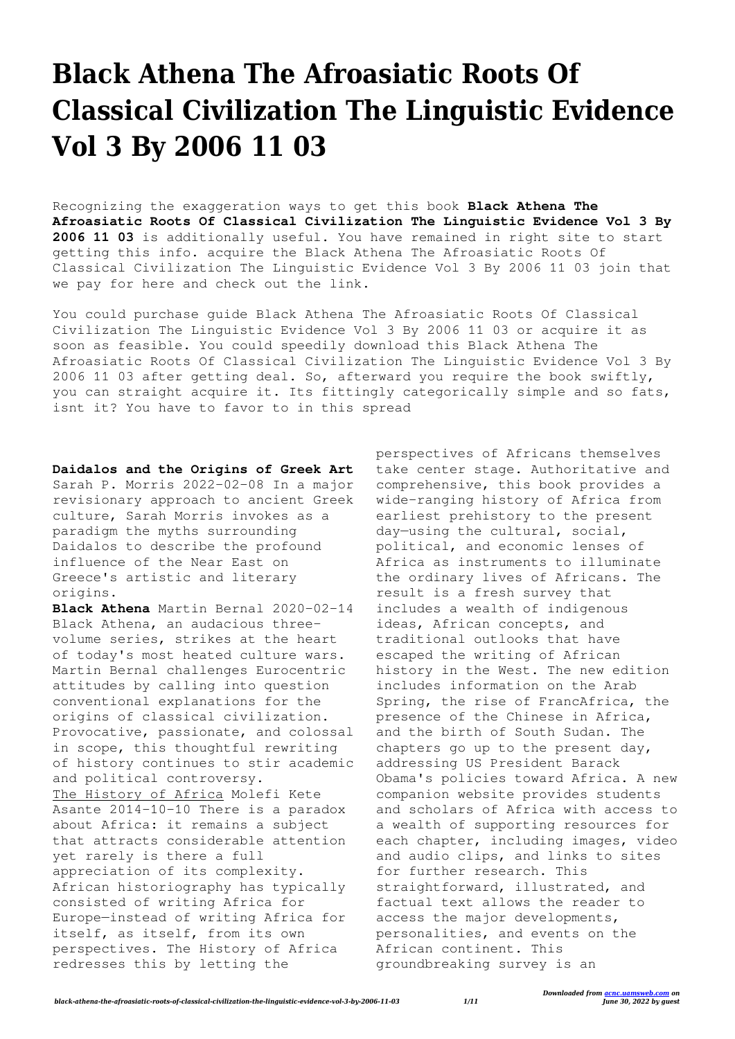# Black Athena The Afroasiatic Roots Of Classical Civilization The Linguistic Evidence Vol 3 By 2006 11 03

Recognizing the exaggeration ways to get this book **Black Athena The Afroasiatic Roots Of Classical Civilization The Linguistic Evidence Vol 3 By 2006 11 03** is additionally useful. You have remained in right site to start getting this info. acquire the Black Athena The Afroasiatic Roots Of Classical Civilization The Linguistic Evidence Vol 3 By 2006 11 03 join that we pay for here and check out the link.

You could purchase guide Black Athena The Afroasiatic Roots Of Classical Civilization The Linguistic Evidence Vol 3 By 2006 11 03 or acquire it as soon as feasible. You could speedily download this Black Athena The Afroasiatic Roots Of Classical Civilization The Linguistic Evidence Vol 3 By 2006 11 03 after getting deal. So, afterward you require the book swiftly, you can straight acquire it. Its fittingly categorically simple and so fats, isnt it? You have to favor to in this spread

**Daidalos and the Origins of Greek Art** Sarah P. Morris 2022-02-08 In a major revisionary approach to ancient Greek culture, Sarah Morris invokes as a paradigm the myths surrounding Daidalos to describe the profound influence of the Near East on Greece's artistic and literary origins.

**Black Athena** Martin Bernal 2020-02-14 Black Athena, an audacious three-volume series, strikes at the heart of today's most heated culture wars. Martin Bernal challenges Eurocentric attitudes by calling into question conventional explanations for the origins of classical civilization. Provocative, passionate, and colossal in scope, this thoughtful rewriting of history continues to stir academic and political controversy.

The History of Africa Molefi Kete Asante 2014-10-10 There is a paradox about Africa: it remains a subject that attracts considerable attention yet rarely is there a full appreciation of its complexity. African historiography has typically consisted of writing Africa for Europe—instead of writing Africa for itself, as itself, from its own perspectives. The History of Africa redresses this by letting the perspectives of Africans themselves take center stage. Authoritative and comprehensive, this book provides a wide-ranging history of Africa from earliest prehistory to the present day—using the cultural, social, political, and economic lenses of Africa as instruments to illuminate the ordinary lives of Africans. The result is a fresh survey that includes a wealth of indigenous ideas, African concepts, and traditional outlooks that have escaped the writing of African history in the West. The new edition includes information on the Arab Spring, the rise of FrancAfrica, the presence of the Chinese in Africa, and the birth of South Sudan. The chapters go up to the present day, addressing US President Barack Obama's policies toward Africa. A new companion website provides students and scholars of Africa with access to a wealth of supporting resources for each chapter, including images, video and audio clips, and links to sites for further research. This straightforward, illustrated, and factual text allows the reader to access the major developments, personalities, and events on the African continent. This groundbreaking survey is an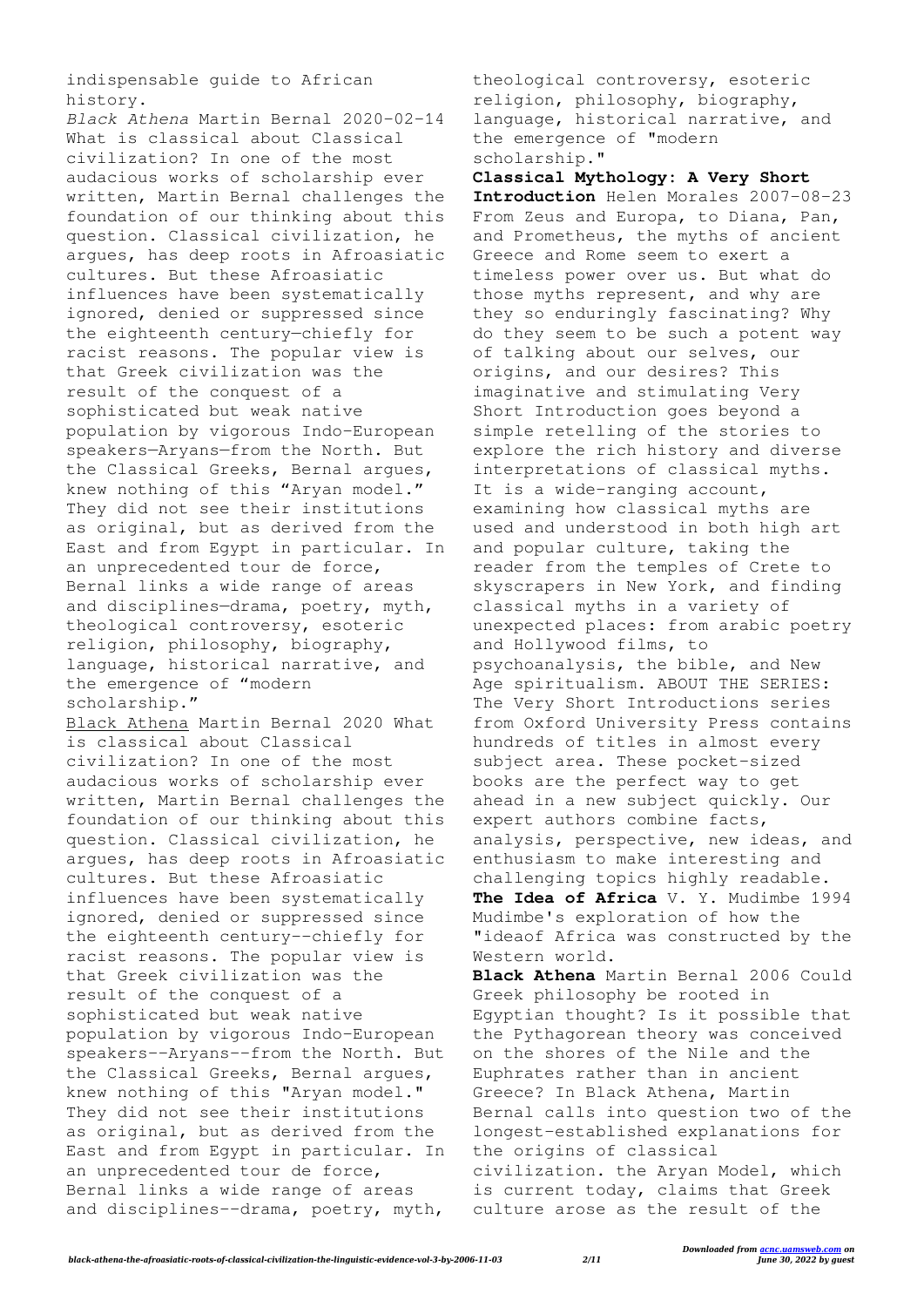indispensable guide to African history.

*Black Athena* Martin Bernal 2020-02-14 What is classical about Classical civilization? In one of the most audacious works of scholarship ever written, Martin Bernal challenges the foundation of our thinking about this question. Classical civilization, he argues, has deep roots in Afroasiatic cultures. But these Afroasiatic influences have been systematically ignored, denied or suppressed since the eighteenth century—chiefly for racist reasons. The popular view is that Greek civilization was the result of the conquest of a sophisticated but weak native population by vigorous Indo-European speakers—Aryans—from the North. But the Classical Greeks, Bernal argues, knew nothing of this "Aryan model." They did not see their institutions as original, but as derived from the East and from Egypt in particular. In an unprecedented tour de force, Bernal links a wide range of areas and disciplines—drama, poetry, myth, theological controversy, esoteric religion, philosophy, biography, language, historical narrative, and the emergence of "modern scholarship."

Black Athena Martin Bernal 2020 What is classical about Classical civilization? In one of the most audacious works of scholarship ever written, Martin Bernal challenges the foundation of our thinking about this question. Classical civilization, he argues, has deep roots in Afroasiatic cultures. But these Afroasiatic influences have been systematically ignored, denied or suppressed since the eighteenth century--chiefly for racist reasons. The popular view is that Greek civilization was the result of the conquest of a sophisticated but weak native population by vigorous Indo-European speakers--Aryans--from the North. But the Classical Greeks, Bernal argues, knew nothing of this "Aryan model." They did not see their institutions as original, but as derived from the East and from Egypt in particular. In an unprecedented tour de force, Bernal links a wide range of areas and disciplines--drama, poetry, myth, theological controversy, esoteric religion, philosophy, biography, language, historical narrative, and the emergence of "modern scholarship."

**Classical Mythology: A Very Short Introduction** Helen Morales 2007-08-23 From Zeus and Europa, to Diana, Pan, and Prometheus, the myths of ancient Greece and Rome seem to exert a timeless power over us. But what do those myths represent, and why are they so enduringly fascinating? Why do they seem to be such a potent way of talking about our selves, our origins, and our desires? This imaginative and stimulating Very Short Introduction goes beyond a simple retelling of the stories to explore the rich history and diverse interpretations of classical myths. It is a wide-ranging account, examining how classical myths are used and understood in both high art and popular culture, taking the reader from the temples of Crete to skyscrapers in New York, and finding classical myths in a variety of unexpected places: from arabic poetry and Hollywood films, to psychoanalysis, the bible, and New Age spiritualism. ABOUT THE SERIES: The Very Short Introductions series from Oxford University Press contains hundreds of titles in almost every subject area. These pocket-sized books are the perfect way to get ahead in a new subject quickly. Our expert authors combine facts, analysis, perspective, new ideas, and enthusiasm to make interesting and challenging topics highly readable.

**The Idea of Africa** V. Y. Mudimbe 1994 Mudimbe's exploration of how the "ideaof Africa was constructed by the Western world.

**Black Athena** Martin Bernal 2006 Could Greek philosophy be rooted in Egyptian thought? Is it possible that the Pythagorean theory was conceived on the shores of the Nile and the Euphrates rather than in ancient Greece? In Black Athena, Martin Bernal calls into question two of the longest-established explanations for the origins of classical civilization. the Aryan Model, which is current today, claims that Greek culture arose as the result of the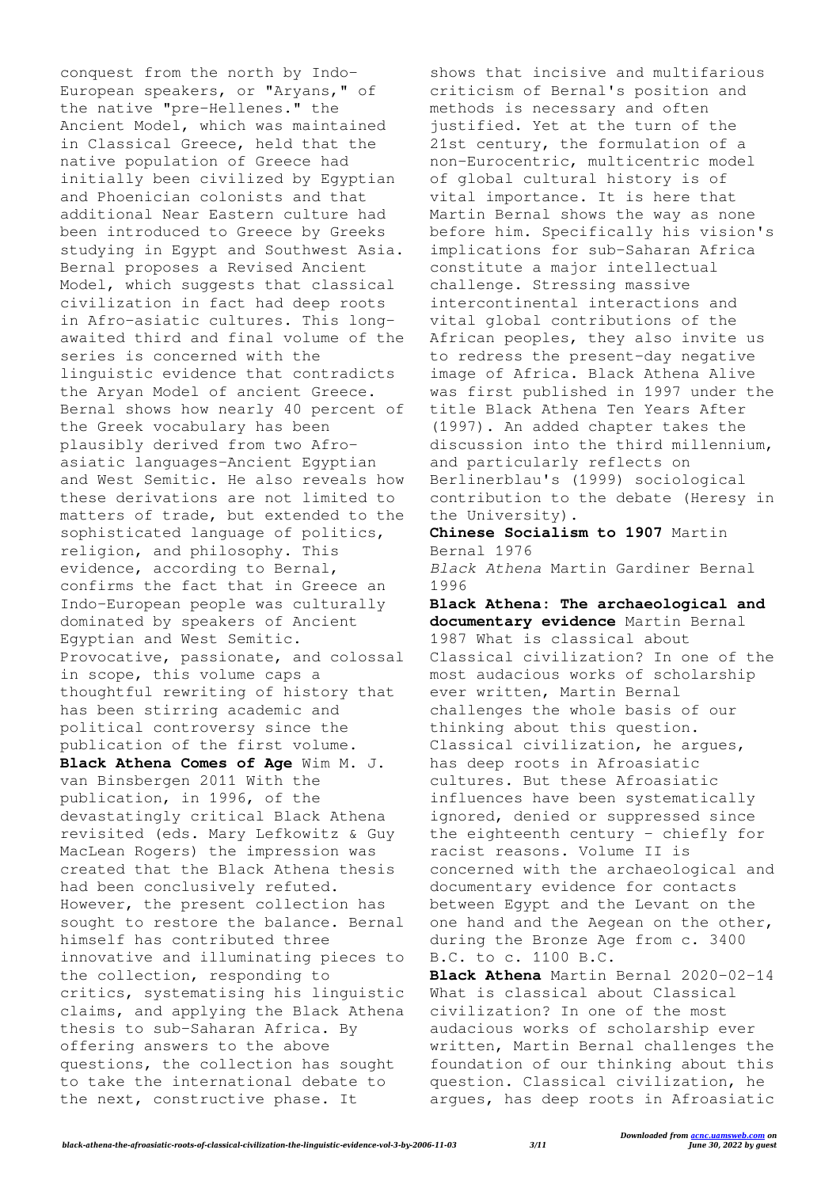conquest from the north by Indo-European speakers, or "Aryans," of the native "pre-Hellenes." the Ancient Model, which was maintained in Classical Greece, held that the native population of Greece had initially been civilized by Egyptian and Phoenician colonists and that additional Near Eastern culture had been introduced to Greece by Greeks studying in Egypt and Southwest Asia. Bernal proposes a Revised Ancient Model, which suggests that classical civilization in fact had deep roots in Afro-asiatic cultures. This long-awaited third and final volume of the series is concerned with the linguistic evidence that contradicts the Aryan Model of ancient Greece. Bernal shows how nearly 40 percent of the Greek vocabulary has been plausibly derived from two Afro-asiatic languages-Ancient Egyptian and West Semitic. He also reveals how these derivations are not limited to matters of trade, but extended to the sophisticated language of politics, religion, and philosophy. This evidence, according to Bernal, confirms the fact that in Greece an Indo-European people was culturally dominated by speakers of Ancient Egyptian and West Semitic. Provocative, passionate, and colossal in scope, this volume caps a thoughtful rewriting of history that has been stirring academic and political controversy since the publication of the first volume.

**Black Athena Comes of Age** Wim M. J. van Binsbergen 2011 With the publication, in 1996, of the devastatingly critical Black Athena revisited (eds. Mary Lefkowitz & Guy MacLean Rogers) the impression was created that the Black Athena thesis had been conclusively refuted. However, the present collection has sought to restore the balance. Bernal himself has contributed three innovative and illuminating pieces to the collection, responding to critics, systematising his linguistic claims, and applying the Black Athena thesis to sub-Saharan Africa. By offering answers to the above questions, the collection has sought to take the international debate to the next, constructive phase. It shows that incisive and multifarious criticism of Bernal's position and methods is necessary and often justified. Yet at the turn of the 21st century, the formulation of a non-Eurocentric, multicentric model of global cultural history is of vital importance. It is here that Martin Bernal shows the way as none before him. Specifically his vision's implications for sub-Saharan Africa constitute a major intellectual challenge. Stressing massive intercontinental interactions and vital global contributions of the African peoples, they also invite us to redress the present-day negative image of Africa. Black Athena Alive was first published in 1997 under the title Black Athena Ten Years After (1997). An added chapter takes the discussion into the third millennium, and particularly reflects on Berlinerblau's (1999) sociological contribution to the debate (Heresy in the University).

**Chinese Socialism to 1907** Martin Bernal 1976

*Black Athena* Martin Gardiner Bernal 1996

**Black Athena: The archaeological and documentary evidence** Martin Bernal 1987 What is classical about Classical civilization? In one of the most audacious works of scholarship ever written, Martin Bernal challenges the whole basis of our thinking about this question. Classical civilization, he argues, has deep roots in Afroasiatic cultures. But these Afroasiatic influences have been systematically ignored, denied or suppressed since the eighteenth century - chiefly for racist reasons. Volume II is concerned with the archaeological and documentary evidence for contacts between Egypt and the Levant on the one hand and the Aegean on the other, during the Bronze Age from c. 3400 B.C. to c. 1100 B.C.

**Black Athena** Martin Bernal 2020-02-14 What is classical about Classical civilization? In one of the most audacious works of scholarship ever written, Martin Bernal challenges the foundation of our thinking about this question. Classical civilization, he argues, has deep roots in Afroasiatic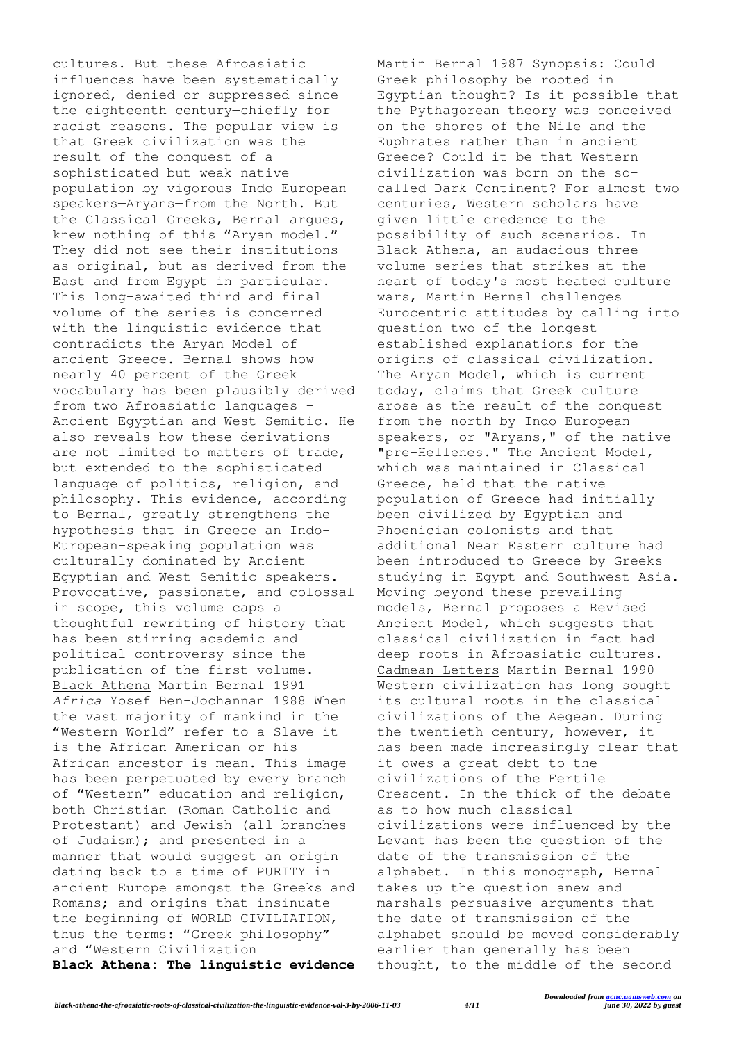cultures. But these Afroasiatic influences have been systematically ignored, denied or suppressed since the eighteenth century—chiefly for racist reasons. The popular view is that Greek civilization was the result of the conquest of a sophisticated but weak native population by vigorous Indo-European speakers—Aryans—from the North. But the Classical Greeks, Bernal argues, knew nothing of this "Aryan model." They did not see their institutions as original, but as derived from the East and from Egypt in particular. This long-awaited third and final volume of the series is concerned with the linguistic evidence that contradicts the Aryan Model of ancient Greece. Bernal shows how nearly 40 percent of the Greek vocabulary has been plausibly derived from two Afroasiatic languages - Ancient Egyptian and West Semitic. He also reveals how these derivations are not limited to matters of trade, but extended to the sophisticated language of politics, religion, and philosophy. This evidence, according to Bernal, greatly strengthens the hypothesis that in Greece an Indo-European-speaking population was culturally dominated by Ancient Egyptian and West Semitic speakers. Provocative, passionate, and colossal in scope, this volume caps a thoughtful rewriting of history that has been stirring academic and political controversy since the publication of the first volume.

Black Athena Martin Bernal 1991

*Africa* Yosef Ben-Jochannan 1988 When the vast majority of mankind in the "Western World" refer to a Slave it is the African-American or his African ancestor is mean. This image has been perpetuated by every branch of "Western" education and religion, both Christian (Roman Catholic and Protestant) and Jewish (all branches of Judaism); and presented in a manner that would suggest an origin dating back to a time of PURITY in ancient Europe amongst the Greeks and Romans; and origins that insinuate the beginning of WORLD CIVILIATION, thus the terms: "Greek philosophy" and "Western Civilization

**Black Athena: The linguistic evidence** Martin Bernal 1987 Synopsis: Could Greek philosophy be rooted in Egyptian thought? Is it possible that the Pythagorean theory was conceived on the shores of the Nile and the Euphrates rather than in ancient Greece? Could it be that Western civilization was born on the so-called Dark Continent? For almost two centuries, Western scholars have given little credence to the possibility of such scenarios. In Black Athena, an audacious three-volume series that strikes at the heart of today's most heated culture wars, Martin Bernal challenges Eurocentric attitudes by calling into question two of the longest-established explanations for the origins of classical civilization. The Aryan Model, which is current today, claims that Greek culture arose as the result of the conquest from the north by Indo-European speakers, or "Aryans," of the native "pre-Hellenes." The Ancient Model, which was maintained in Classical Greece, held that the native population of Greece had initially been civilized by Egyptian and Phoenician colonists and that additional Near Eastern culture had been introduced to Greece by Greeks studying in Egypt and Southwest Asia. Moving beyond these prevailing models, Bernal proposes a Revised Ancient Model, which suggests that classical civilization in fact had deep roots in Afroasiatic cultures.

Cadmean Letters Martin Bernal 1990 Western civilization has long sought its cultural roots in the classical civilizations of the Aegean. During the twentieth century, however, it has been made increasingly clear that it owes a great debt to the civilizations of the Fertile Crescent. In the thick of the debate as to how much classical civilizations were influenced by the Levant has been the question of the date of the transmission of the alphabet. In this monograph, Bernal takes up the question anew and marshals persuasive arguments that the date of transmission of the alphabet should be moved considerably earlier than generally has been thought, to the middle of the second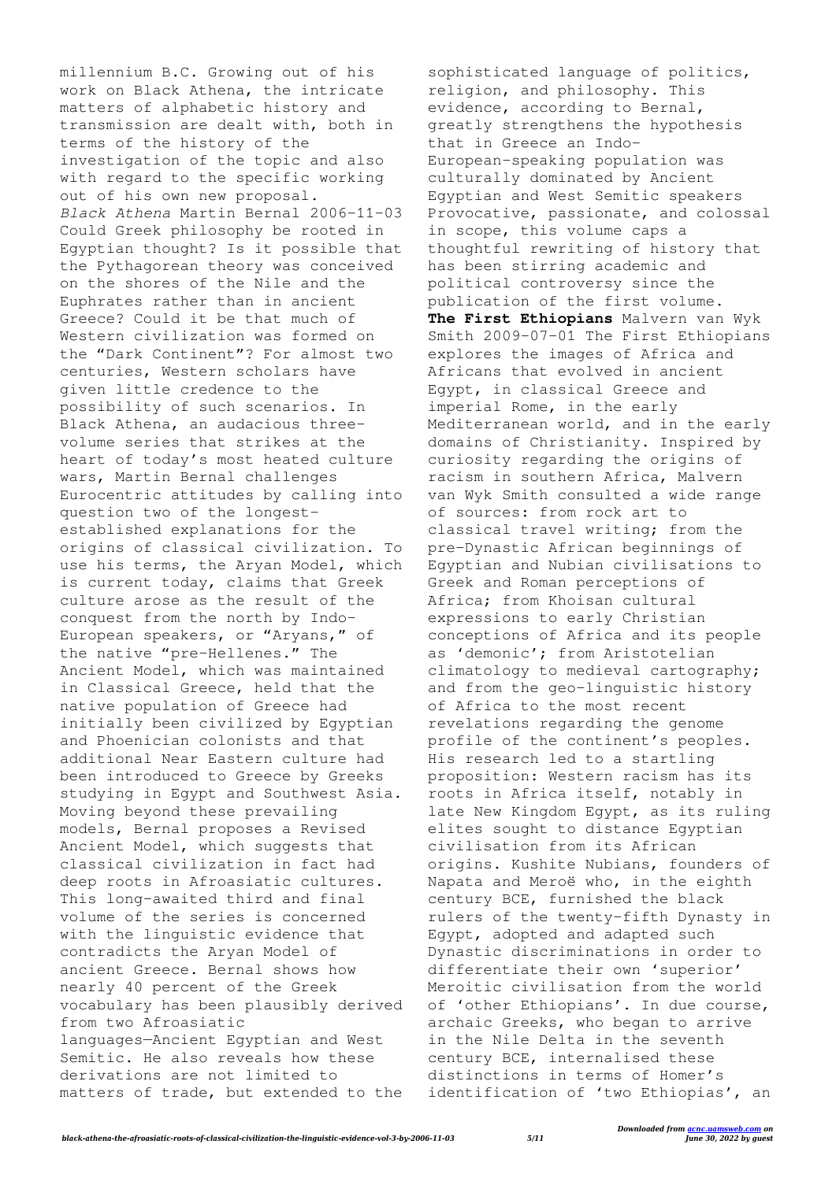millennium B.C. Growing out of his work on Black Athena, the intricate matters of alphabetic history and transmission are dealt with, both in terms of the history of the investigation of the topic and also with regard to the specific working out of his own new proposal.

*Black Athena* Martin Bernal 2006-11-03 Could Greek philosophy be rooted in Egyptian thought? Is it possible that the Pythagorean theory was conceived on the shores of the Nile and the Euphrates rather than in ancient Greece? Could it be that much of Western civilization was formed on the "Dark Continent"? For almost two centuries, Western scholars have given little credence to the possibility of such scenarios. In Black Athena, an audacious three-volume series that strikes at the heart of today's most heated culture wars, Martin Bernal challenges Eurocentric attitudes by calling into question two of the longest-established explanations for the origins of classical civilization. To use his terms, the Aryan Model, which is current today, claims that Greek culture arose as the result of the conquest from the north by Indo-European speakers, or "Aryans," of the native "pre-Hellenes." The Ancient Model, which was maintained in Classical Greece, held that the native population of Greece had initially been civilized by Egyptian and Phoenician colonists and that additional Near Eastern culture had been introduced to Greece by Greeks studying in Egypt and Southwest Asia. Moving beyond these prevailing models, Bernal proposes a Revised Ancient Model, which suggests that classical civilization in fact had deep roots in Afroasiatic cultures. This long-awaited third and final volume of the series is concerned with the linguistic evidence that contradicts the Aryan Model of ancient Greece. Bernal shows how nearly 40 percent of the Greek vocabulary has been plausibly derived from two Afroasiatic languages—Ancient Egyptian and West Semitic. He also reveals how these derivations are not limited to matters of trade, but extended to the sophisticated language of politics, religion, and philosophy. This evidence, according to Bernal, greatly strengthens the hypothesis that in Greece an Indo-European-speaking population was culturally dominated by Ancient Egyptian and West Semitic speakers Provocative, passionate, and colossal in scope, this volume caps a thoughtful rewriting of history that has been stirring academic and political controversy since the publication of the first volume.

**The First Ethiopians** Malvern van Wyk Smith 2009-07-01 The First Ethiopians explores the images of Africa and Africans that evolved in ancient Egypt, in classical Greece and imperial Rome, in the early Mediterranean world, and in the early domains of Christianity. Inspired by curiosity regarding the origins of racism in southern Africa, Malvern van Wyk Smith consulted a wide range of sources: from rock art to classical travel writing; from the pre-Dynastic African beginnings of Egyptian and Nubian civilisations to Greek and Roman perceptions of Africa; from Khoisan cultural expressions to early Christian conceptions of Africa and its people as 'demonic'; from Aristotelian climatology to medieval cartography; and from the geo-linguistic history of Africa to the most recent revelations regarding the genome profile of the continent's peoples. His research led to a startling proposition: Western racism has its roots in Africa itself, notably in late New Kingdom Egypt, as its ruling elites sought to distance Egyptian civilisation from its African origins. Kushite Nubians, founders of Napata and Meroë who, in the eighth century BCE, furnished the black rulers of the twenty-fifth Dynasty in Egypt, adopted and adapted such Dynastic discriminations in order to differentiate their own 'superior' Meroitic civilisation from the world of 'other Ethiopians'. In due course, archaic Greeks, who began to arrive in the Nile Delta in the seventh century BCE, internalised these distinctions in terms of Homer's identification of 'two Ethiopias', an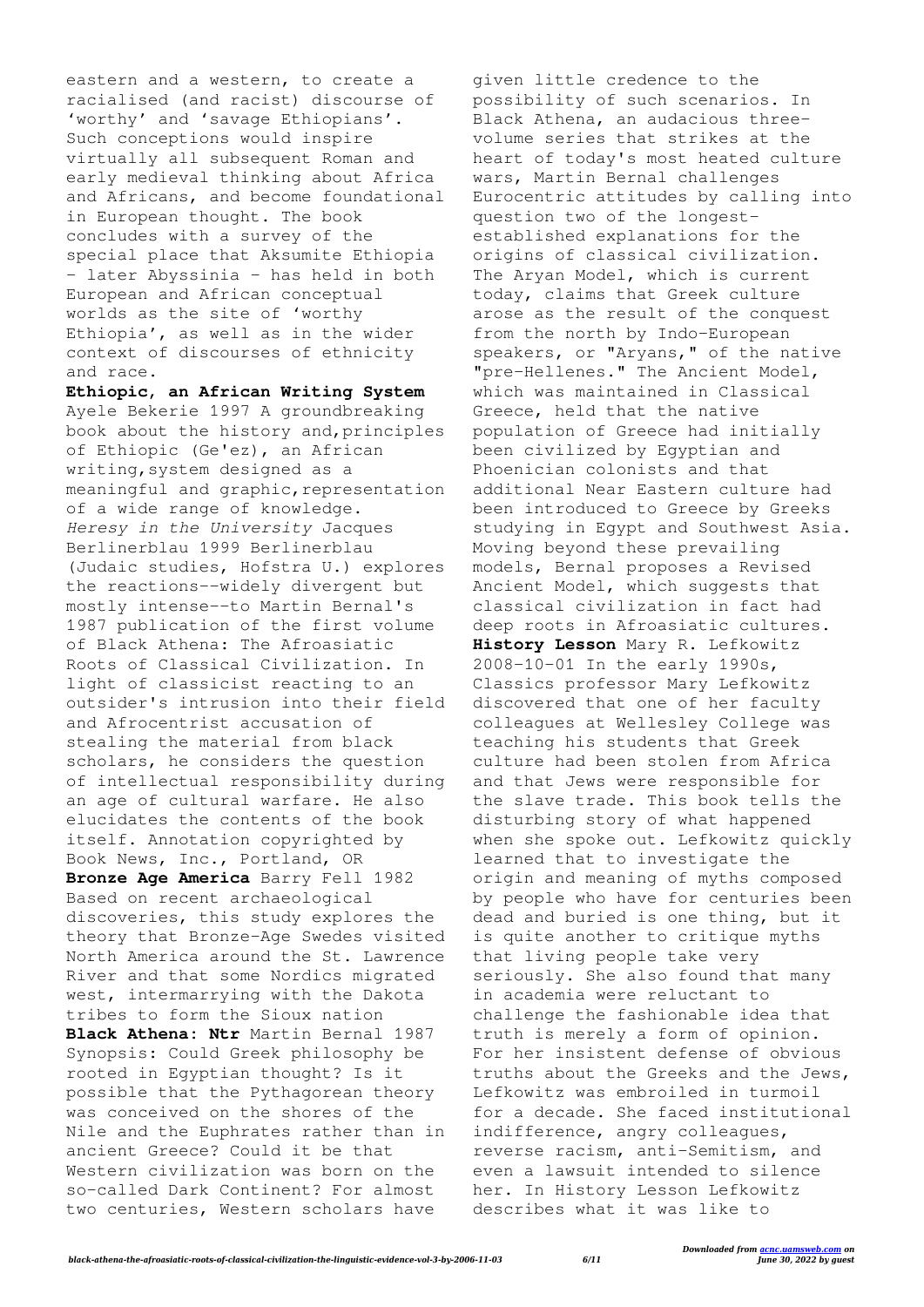eastern and a western, to create a racialised (and racist) discourse of 'worthy' and 'savage Ethiopians'. Such conceptions would inspire virtually all subsequent Roman and early medieval thinking about Africa and Africans, and become foundational in European thought. The book concludes with a survey of the special place that Aksumite Ethiopia - later Abyssinia - has held in both European and African conceptual worlds as the site of 'worthy Ethiopia', as well as in the wider context of discourses of ethnicity and race.

**Ethiopic, an African Writing System** Ayele Bekerie 1997 A groundbreaking book about the history and,principles of Ethiopic (Ge'ez), an African writing,system designed as a meaningful and graphic,representation of a wide range of knowledge.

*Heresy in the University* Jacques Berlinerblau 1999 Berlinerblau (Judaic studies, Hofstra U.) explores the reactions--widely divergent but mostly intense--to Martin Bernal's 1987 publication of the first volume of Black Athena: The Afroasiatic Roots of Classical Civilization. In light of classicist reacting to an outsider's intrusion into their field and Afrocentrist accusation of stealing the material from black scholars, he considers the question of intellectual responsibility during an age of cultural warfare. He also elucidates the contents of the book itself. Annotation copyrighted by Book News, Inc., Portland, OR

**Bronze Age America** Barry Fell 1982 Based on recent archaeological discoveries, this study explores the theory that Bronze-Age Swedes visited North America around the St. Lawrence River and that some Nordics migrated west, intermarrying with the Dakota tribes to form the Sioux nation

**Black Athena: Ntr** Martin Bernal 1987 Synopsis: Could Greek philosophy be rooted in Egyptian thought? Is it possible that the Pythagorean theory was conceived on the shores of the Nile and the Euphrates rather than in ancient Greece? Could it be that Western civilization was born on the so-called Dark Continent? For almost two centuries, Western scholars have given little credence to the possibility of such scenarios. In Black Athena, an audacious three-volume series that strikes at the heart of today's most heated culture wars, Martin Bernal challenges Eurocentric attitudes by calling into question two of the longest-established explanations for the origins of classical civilization. The Aryan Model, which is current today, claims that Greek culture arose as the result of the conquest from the north by Indo-European speakers, or "Aryans," of the native "pre-Hellenes." The Ancient Model, which was maintained in Classical Greece, held that the native population of Greece had initially been civilized by Egyptian and Phoenician colonists and that additional Near Eastern culture had been introduced to Greece by Greeks studying in Egypt and Southwest Asia. Moving beyond these prevailing models, Bernal proposes a Revised Ancient Model, which suggests that classical civilization in fact had deep roots in Afroasiatic cultures.

**History Lesson** Mary R. Lefkowitz 2008-10-01 In the early 1990s, Classics professor Mary Lefkowitz discovered that one of her faculty colleagues at Wellesley College was teaching his students that Greek culture had been stolen from Africa and that Jews were responsible for the slave trade. This book tells the disturbing story of what happened when she spoke out. Lefkowitz quickly learned that to investigate the origin and meaning of myths composed by people who have for centuries been dead and buried is one thing, but it is quite another to critique myths that living people take very seriously. She also found that many in academia were reluctant to challenge the fashionable idea that truth is merely a form of opinion. For her insistent defense of obvious truths about the Greeks and the Jews, Lefkowitz was embroiled in turmoil for a decade. She faced institutional indifference, angry colleagues, reverse racism, anti-Semitism, and even a lawsuit intended to silence her. In History Lesson Lefkowitz describes what it was like to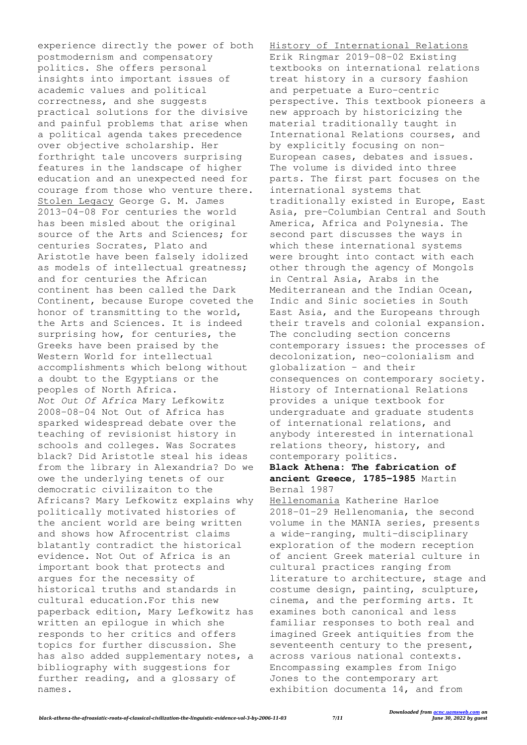experience directly the power of both postmodernism and compensatory politics. She offers personal insights into important issues of academic values and political correctness, and she suggests practical solutions for the divisive and painful problems that arise when a political agenda takes precedence over objective scholarship. Her forthright tale uncovers surprising features in the landscape of higher education and an unexpected need for courage from those who venture there.

Stolen Legacy George G. M. James 2013-04-08 For centuries the world has been misled about the original source of the Arts and Sciences; for centuries Socrates, Plato and Aristotle have been falsely idolized as models of intellectual greatness; and for centuries the African continent has been called the Dark Continent, because Europe coveted the honor of transmitting to the world, the Arts and Sciences. It is indeed surprising how, for centuries, the Greeks have been praised by the Western World for intellectual accomplishments which belong without a doubt to the Egyptians or the peoples of North Africa.

*Not Out Of Africa* Mary Lefkowitz 2008-08-04 Not Out of Africa has sparked widespread debate over the teaching of revisionist history in schools and colleges. Was Socrates black? Did Aristotle steal his ideas from the library in Alexandria? Do we owe the underlying tenets of our democratic civilizaiton to the Africans? Mary Lefkowitz explains why politically motivated histories of the ancient world are being written and shows how Afrocentrist claims blatantly contradict the historical evidence. Not Out of Africa is an important book that protects and argues for the necessity of historical truths and standards in cultural education.For this new paperback edition, Mary Lefkowitz has written an epilogue in which she responds to her critics and offers topics for further discussion. She has also added supplementary notes, a bibliography with suggestions for further reading, and a glossary of names.

History of International Relations Erik Ringmar 2019-08-02 Existing textbooks on international relations treat history in a cursory fashion and perpetuate a Euro-centric perspective. This textbook pioneers a new approach by historicizing the material traditionally taught in International Relations courses, and by explicitly focusing on non-European cases, debates and issues. The volume is divided into three parts. The first part focuses on the international systems that traditionally existed in Europe, East Asia, pre-Columbian Central and South America, Africa and Polynesia. The second part discusses the ways in which these international systems were brought into contact with each other through the agency of Mongols in Central Asia, Arabs in the Mediterranean and the Indian Ocean, Indic and Sinic societies in South East Asia, and the Europeans through their travels and colonial expansion. The concluding section concerns contemporary issues: the processes of decolonization, neo-colonialism and globalization - and their consequences on contemporary society. History of International Relations provides a unique textbook for undergraduate and graduate students of international relations, and anybody interested in international relations theory, history, and contemporary politics.

**Black Athena: The fabrication of ancient Greece, 1785-1985** Martin Bernal 1987

Hellenomania Katherine Harloe 2018-01-29 Hellenomania, the second volume in the MANIA series, presents a wide-ranging, multi-disciplinary exploration of the modern reception of ancient Greek material culture in cultural practices ranging from literature to architecture, stage and costume design, painting, sculpture, cinema, and the performing arts. It examines both canonical and less familiar responses to both real and imagined Greek antiquities from the seventeenth century to the present, across various national contexts. Encompassing examples from Inigo Jones to the contemporary art exhibition documenta 14, and from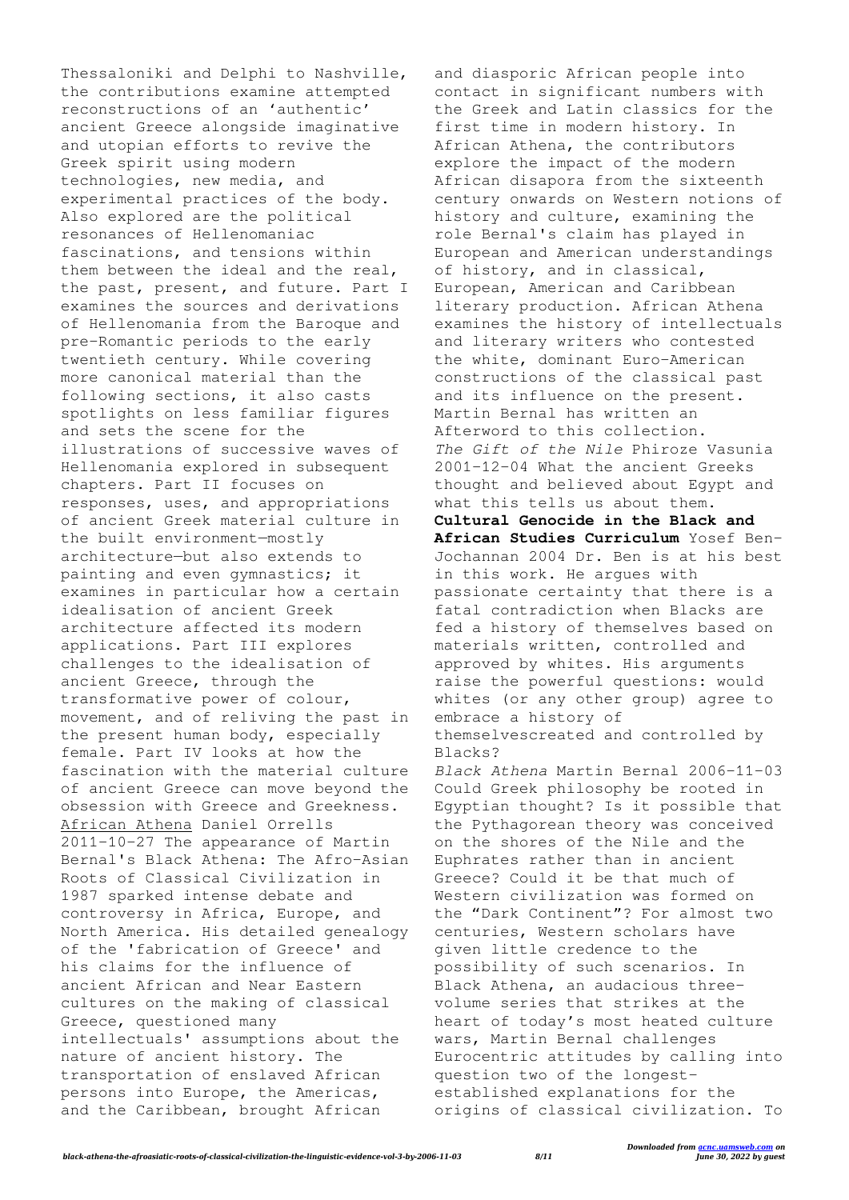Thessaloniki and Delphi to Nashville, the contributions examine attempted reconstructions of an 'authentic' ancient Greece alongside imaginative and utopian efforts to revive the Greek spirit using modern technologies, new media, and experimental practices of the body. Also explored are the political resonances of Hellenomaniac fascinations, and tensions within them between the ideal and the real, the past, present, and future. Part I examines the sources and derivations of Hellenomania from the Baroque and pre-Romantic periods to the early twentieth century. While covering more canonical material than the following sections, it also casts spotlights on less familiar figures and sets the scene for the illustrations of successive waves of Hellenomania explored in subsequent chapters. Part II focuses on responses, uses, and appropriations of ancient Greek material culture in the built environment—mostly architecture—but also extends to painting and even gymnastics; it examines in particular how a certain idealisation of ancient Greek architecture affected its modern applications. Part III explores challenges to the idealisation of ancient Greece, through the transformative power of colour, movement, and of reliving the past in the present human body, especially female. Part IV looks at how the fascination with the material culture of ancient Greece can move beyond the obsession with Greece and Greekness.

African Athena Daniel Orrells 2011-10-27 The appearance of Martin Bernal's Black Athena: The Afro-Asian Roots of Classical Civilization in 1987 sparked intense debate and controversy in Africa, Europe, and North America. His detailed genealogy of the 'fabrication of Greece' and his claims for the influence of ancient African and Near Eastern cultures on the making of classical Greece, questioned many intellectuals' assumptions about the nature of ancient history. The transportation of enslaved African persons into Europe, the Americas, and the Caribbean, brought African and diasporic African people into contact in significant numbers with the Greek and Latin classics for the first time in modern history. In African Athena, the contributors explore the impact of the modern African disapora from the sixteenth century onwards on Western notions of history and culture, examining the role Bernal's claim has played in European and American understandings of history, and in classical, European, American and Caribbean literary production. African Athena examines the history of intellectuals and literary writers who contested the white, dominant Euro-American constructions of the classical past and its influence on the present. Martin Bernal has written an Afterword to this collection.

*The Gift of the Nile* Phiroze Vasunia 2001-12-04 What the ancient Greeks thought and believed about Egypt and what this tells us about them.

**Cultural Genocide in the Black and African Studies Curriculum** Yosef Ben-Jochannan 2004 Dr. Ben is at his best in this work. He argues with passionate certainty that there is a fatal contradiction when Blacks are fed a history of themselves based on materials written, controlled and approved by whites. His arguments raise the powerful questions: would whites (or any other group) agree to embrace a history of themselvescreated and controlled by Blacks?

*Black Athena* Martin Bernal 2006-11-03 Could Greek philosophy be rooted in Egyptian thought? Is it possible that the Pythagorean theory was conceived on the shores of the Nile and the Euphrates rather than in ancient Greece? Could it be that much of Western civilization was formed on the "Dark Continent"? For almost two centuries, Western scholars have given little credence to the possibility of such scenarios. In Black Athena, an audacious three-volume series that strikes at the heart of today's most heated culture wars, Martin Bernal challenges Eurocentric attitudes by calling into question two of the longest-established explanations for the origins of classical civilization. To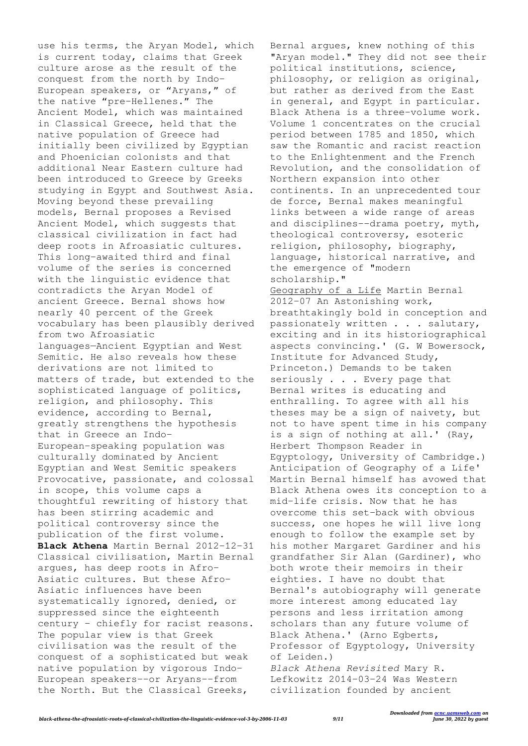use his terms, the Aryan Model, which is current today, claims that Greek culture arose as the result of the conquest from the north by Indo-European speakers, or "Aryans," of the native "pre-Hellenes." The Ancient Model, which was maintained in Classical Greece, held that the native population of Greece had initially been civilized by Egyptian and Phoenician colonists and that additional Near Eastern culture had been introduced to Greece by Greeks studying in Egypt and Southwest Asia. Moving beyond these prevailing models, Bernal proposes a Revised Ancient Model, which suggests that classical civilization in fact had deep roots in Afroasiatic cultures. This long-awaited third and final volume of the series is concerned with the linguistic evidence that contradicts the Aryan Model of ancient Greece. Bernal shows how nearly 40 percent of the Greek vocabulary has been plausibly derived from two Afroasiatic languages—Ancient Egyptian and West Semitic. He also reveals how these derivations are not limited to matters of trade, but extended to the sophisticated language of politics, religion, and philosophy. This evidence, according to Bernal, greatly strengthens the hypothesis that in Greece an Indo-European-speaking population was culturally dominated by Ancient Egyptian and West Semitic speakers Provocative, passionate, and colossal in scope, this volume caps a thoughtful rewriting of history that has been stirring academic and political controversy since the publication of the first volume.

**Black Athena** Martin Bernal 2012-12-31 Classical civilisation, Martin Bernal argues, has deep roots in Afro-Asiatic cultures. But these Afro-Asiatic influences have been systematically ignored, denied, or suppressed since the eighteenth century - chiefly for racist reasons. The popular view is that Greek civilisation was the result of the conquest of a sophisticated but weak native population by vigorous Indo-European speakers--or Aryans--from the North. But the Classical Greeks, Bernal argues, knew nothing of this "Aryan model." They did not see their political institutions, science, philosophy, or religion as original, but rather as derived from the East in general, and Egypt in particular. Black Athena is a three-volume work. Volume 1 concentrates on the crucial period between 1785 and 1850, which saw the Romantic and racist reaction to the Enlightenment and the French Revolution, and the consolidation of Northern expansion into other continents. In an unprecedented tour de force, Bernal makes meaningful links between a wide range of areas and disciplines--drama poetry, myth, theological controversy, esoteric religion, philosophy, biography, language, historical narrative, and the emergence of "modern scholarship."

Geography of a Life Martin Bernal 2012-07 An Astonishing work, breathtakingly bold in conception and passionately written . . . salutary, exciting and in its historiographical aspects convincing.' (G. W Bowersock, Institute for Advanced Study, Princeton.) Demands to be taken seriously . . . Every page that Bernal writes is educating and enthralling. To agree with all his theses may be a sign of naivety, but not to have spent time in his company is a sign of nothing at all.' (Ray, Herbert Thompson Reader in Egyptology, University of Cambridge.) Anticipation of Geography of a Life' Martin Bernal himself has avowed that Black Athena owes its conception to a mid-life crisis. Now that he has overcome this set-back with obvious success, one hopes he will live long enough to follow the example set by his mother Margaret Gardiner and his grandfather Sir Alan (Gardiner), who both wrote their memoirs in their eighties. I have no doubt that Bernal's autobiography will generate more interest among educated lay persons and less irritation among scholars than any future volume of Black Athena.' (Arno Egberts, Professor of Egyptology, University of Leiden.)

*Black Athena Revisited* Mary R. Lefkowitz 2014-03-24 Was Western civilization founded by ancient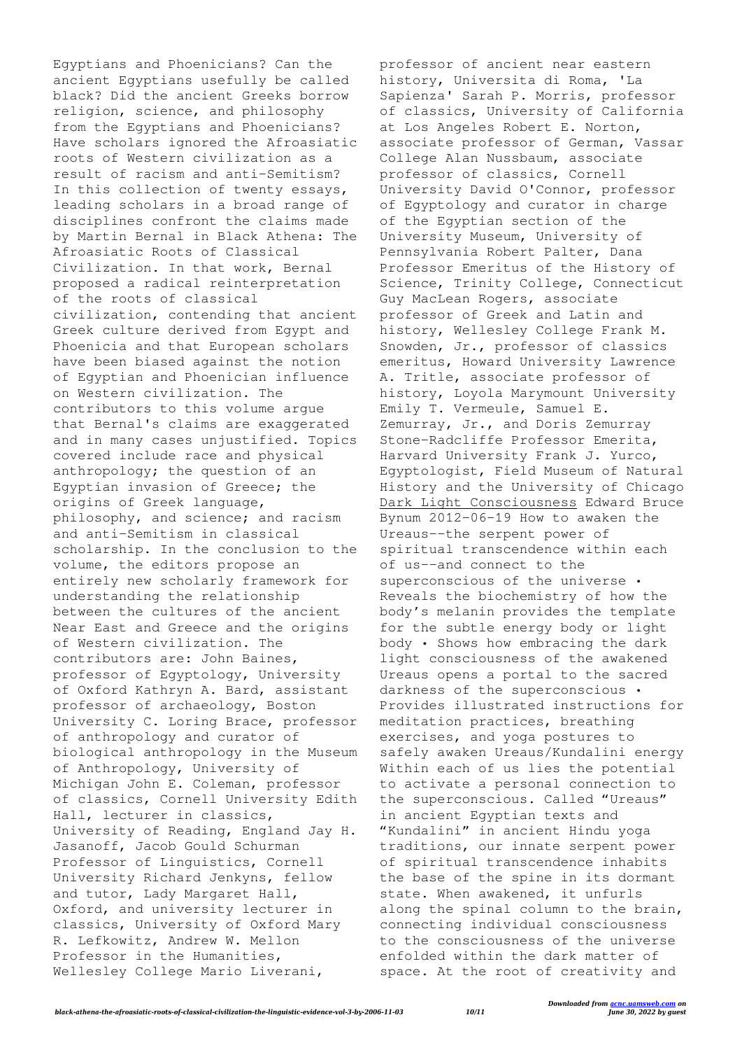Egyptians and Phoenicians? Can the ancient Egyptians usefully be called black? Did the ancient Greeks borrow religion, science, and philosophy from the Egyptians and Phoenicians? Have scholars ignored the Afroasiatic roots of Western civilization as a result of racism and anti-Semitism? In this collection of twenty essays, leading scholars in a broad range of disciplines confront the claims made by Martin Bernal in Black Athena: The Afroasiatic Roots of Classical Civilization. In that work, Bernal proposed a radical reinterpretation of the roots of classical civilization, contending that ancient Greek culture derived from Egypt and Phoenicia and that European scholars have been biased against the notion of Egyptian and Phoenician influence on Western civilization. The contributors to this volume argue that Bernal's claims are exaggerated and in many cases unjustified. Topics covered include race and physical anthropology; the question of an Egyptian invasion of Greece; the origins of Greek language, philosophy, and science; and racism and anti-Semitism in classical scholarship. In the conclusion to the volume, the editors propose an entirely new scholarly framework for understanding the relationship between the cultures of the ancient Near East and Greece and the origins of Western civilization. The contributors are: John Baines, professor of Egyptology, University of Oxford Kathryn A. Bard, assistant professor of archaeology, Boston University C. Loring Brace, professor of anthropology and curator of biological anthropology in the Museum of Anthropology, University of Michigan John E. Coleman, professor of classics, Cornell University Edith Hall, lecturer in classics, University of Reading, England Jay H. Jasanoff, Jacob Gould Schurman Professor of Linguistics, Cornell University Richard Jenkyns, fellow and tutor, Lady Margaret Hall, Oxford, and university lecturer in classics, University of Oxford Mary R. Lefkowitz, Andrew W. Mellon Professor in the Humanities, Wellesley College Mario Liverani, professor of ancient near eastern history, Universita di Roma, 'La Sapienza' Sarah P. Morris, professor of classics, University of California at Los Angeles Robert E. Norton, associate professor of German, Vassar College Alan Nussbaum, associate professor of classics, Cornell University David O'Connor, professor of Egyptology and curator in charge of the Egyptian section of the University Museum, University of Pennsylvania Robert Palter, Dana Professor Emeritus of the History of Science, Trinity College, Connecticut Guy MacLean Rogers, associate professor of Greek and Latin and history, Wellesley College Frank M. Snowden, Jr., professor of classics emeritus, Howard University Lawrence A. Tritle, associate professor of history, Loyola Marymount University Emily T. Vermeule, Samuel E. Zemurray, Jr., and Doris Zemurray Stone-Radcliffe Professor Emerita, Harvard University Frank J. Yurco, Egyptologist, Field Museum of Natural History and the University of Chicago

Dark Light Consciousness Edward Bruce Bynum 2012-06-19 How to awaken the Ureaus--the serpent power of spiritual transcendence within each of us--and connect to the superconscious of the universe • Reveals the biochemistry of how the body's melanin provides the template for the subtle energy body or light body • Shows how embracing the dark light consciousness of the awakened Ureaus opens a portal to the sacred darkness of the superconscious • Provides illustrated instructions for meditation practices, breathing exercises, and yoga postures to safely awaken Ureaus/Kundalini energy Within each of us lies the potential to activate a personal connection to the superconscious. Called "Ureaus" in ancient Egyptian texts and "Kundalini" in ancient Hindu yoga traditions, our innate serpent power of spiritual transcendence inhabits the base of the spine in its dormant state. When awakened, it unfurls along the spinal column to the brain, connecting individual consciousness to the consciousness of the universe enfolded within the dark matter of space. At the root of creativity and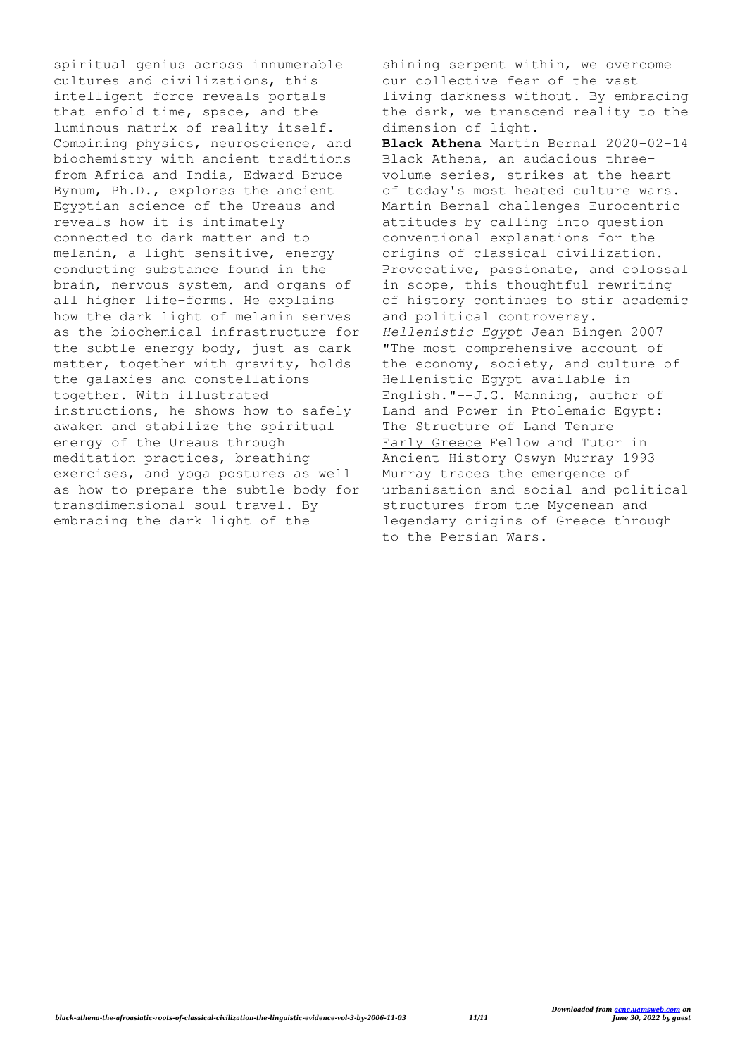spiritual genius across innumerable cultures and civilizations, this intelligent force reveals portals that enfold time, space, and the luminous matrix of reality itself. Combining physics, neuroscience, and biochemistry with ancient traditions from Africa and India, Edward Bruce Bynum, Ph.D., explores the ancient Egyptian science of the Ureaus and reveals how it is intimately connected to dark matter and to melanin, a light-sensitive, energy-conducting substance found in the brain, nervous system, and organs of all higher life-forms. He explains how the dark light of melanin serves as the biochemical infrastructure for the subtle energy body, just as dark matter, together with gravity, holds the galaxies and constellations together. With illustrated instructions, he shows how to safely awaken and stabilize the spiritual energy of the Ureaus through meditation practices, breathing exercises, and yoga postures as well as how to prepare the subtle body for transdimensional soul travel. By embracing the dark light of the shining serpent within, we overcome our collective fear of the vast living darkness without. By embracing the dark, we transcend reality to the dimension of light.

**Black Athena** Martin Bernal 2020-02-14 Black Athena, an audacious three-volume series, strikes at the heart of today's most heated culture wars. Martin Bernal challenges Eurocentric attitudes by calling into question conventional explanations for the origins of classical civilization. Provocative, passionate, and colossal in scope, this thoughtful rewriting of history continues to stir academic and political controversy.

*Hellenistic Egypt* Jean Bingen 2007 "The most comprehensive account of the economy, society, and culture of Hellenistic Egypt available in English."--J.G. Manning, author of Land and Power in Ptolemaic Egypt: The Structure of Land Tenure

Early Greece Fellow and Tutor in Ancient History Oswyn Murray 1993 Murray traces the emergence of urbanisation and social and political structures from the Mycenean and legendary origins of Greece through to the Persian Wars.